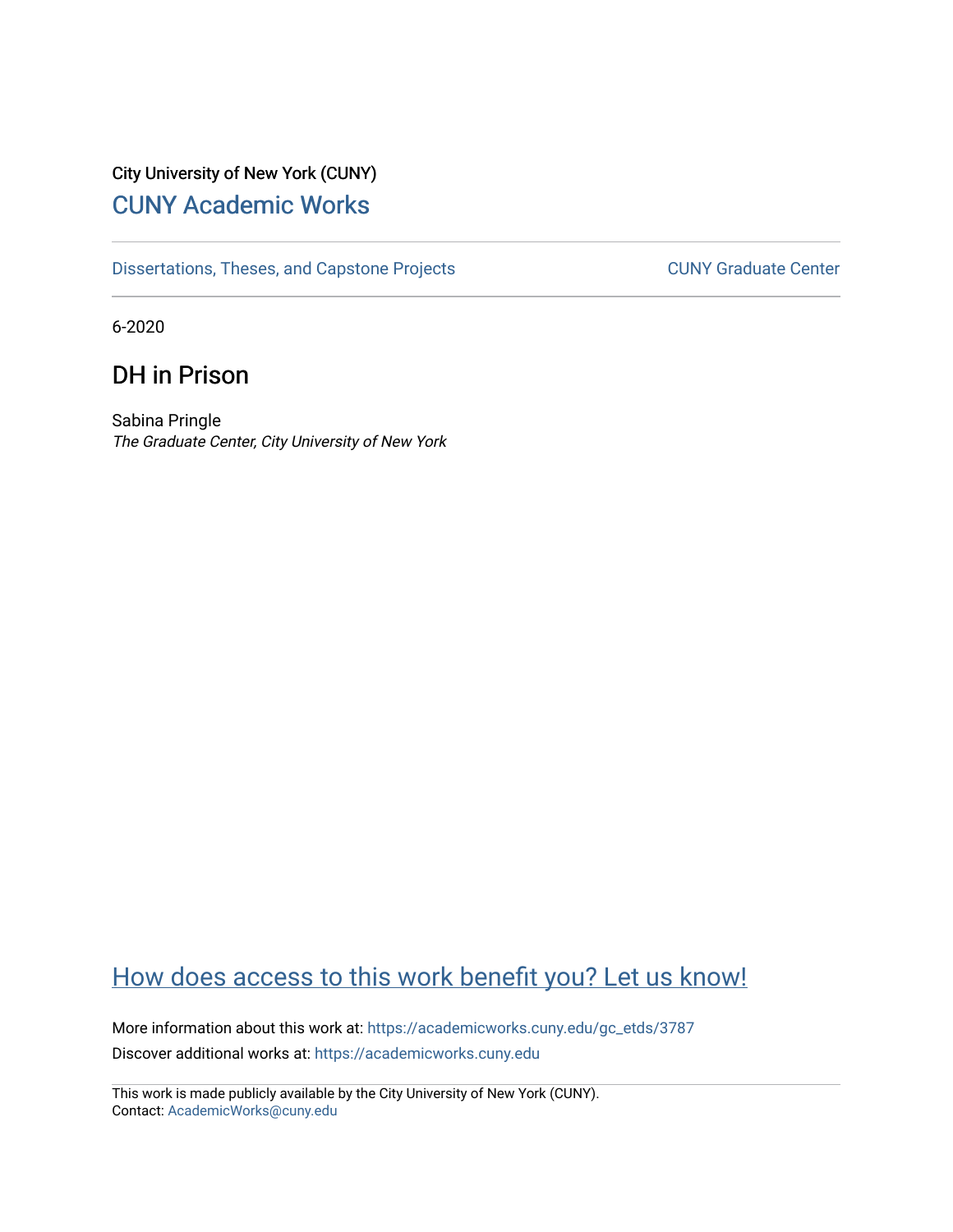City University of New York (CUNY)

# CUNY Academic Works

Dissertations, Theses, and Capstone Projects

CUNY Graduate Center

6-2020

## DH in Prison

Sabina Pringle

*The Graduate Center, City University of New York*

How does access to this work benefit you? Let us know!

More information about this work at: https://academicworks.cuny.edu/gc_etds/3787

Discover additional works at: https://academicworks.cuny.edu

This work is made publicly available by the City University of New York (CUNY).
Contact: AcademicWorks@cuny.edu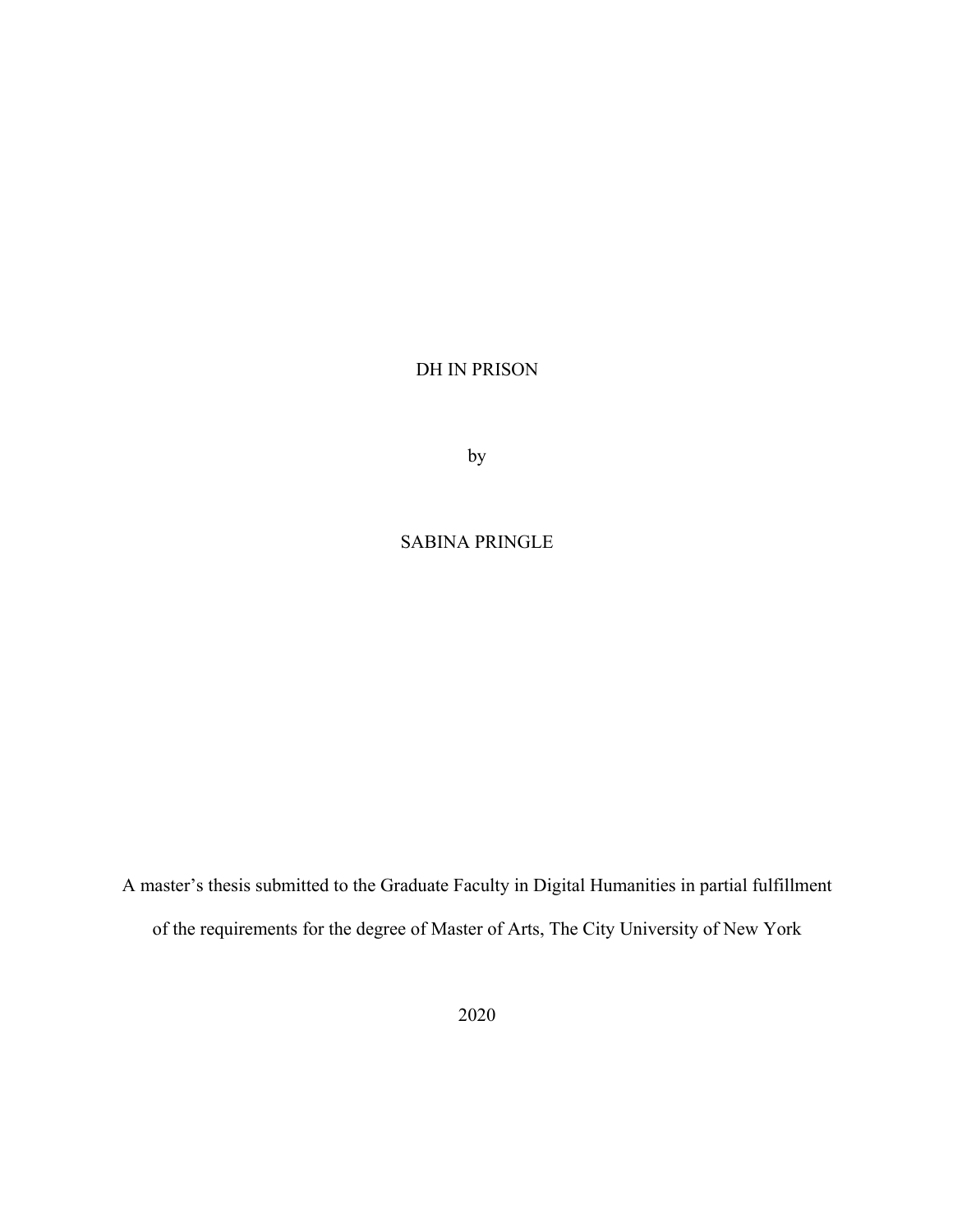# DH IN PRISON

by

SABINA PRINGLE

A master's thesis submitted to the Graduate Faculty in Digital Humanities in partial fulfillment of the requirements for the degree of Master of Arts, The City University of New York

2020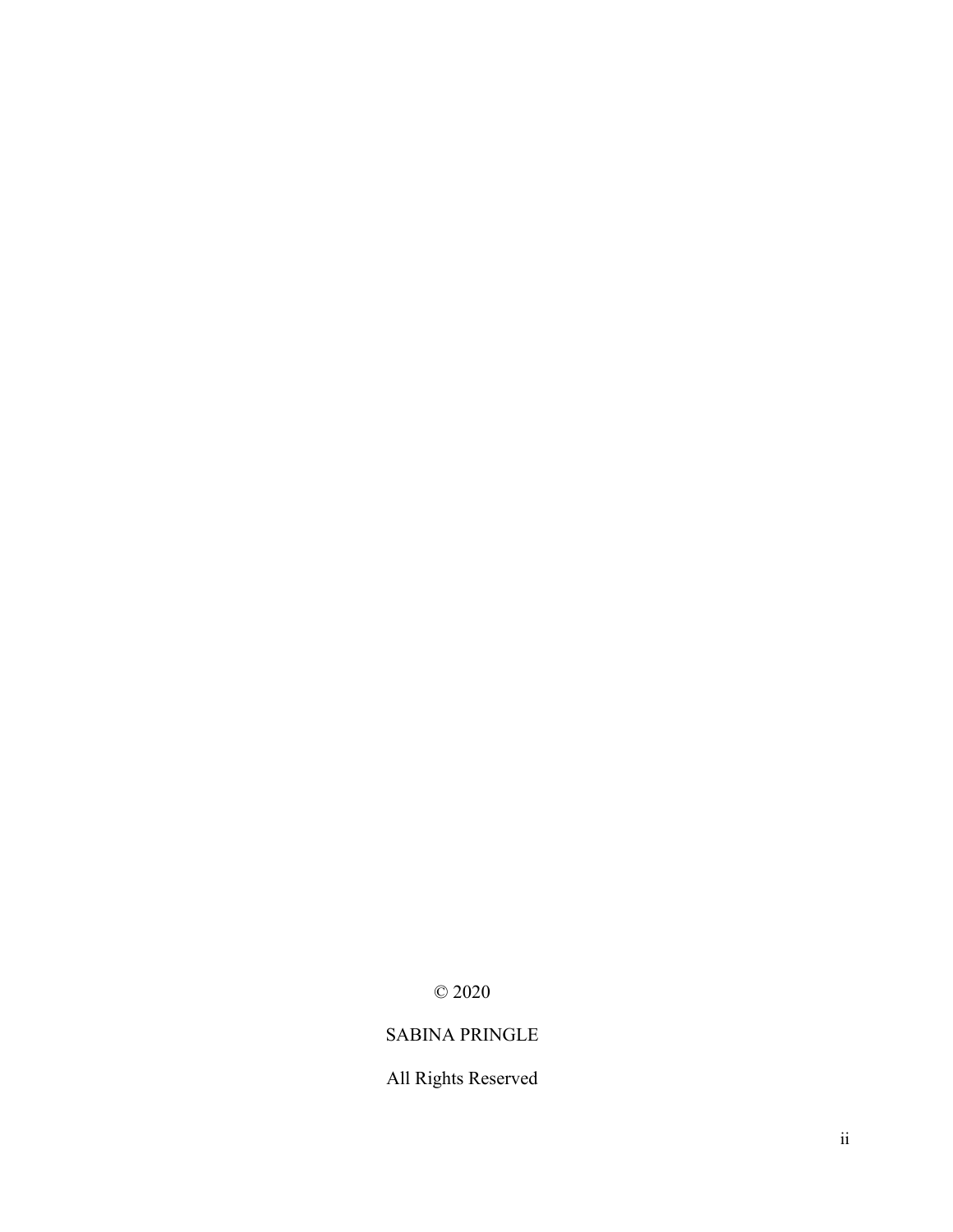© 2020

SABINA PRINGLE

All Rights Reserved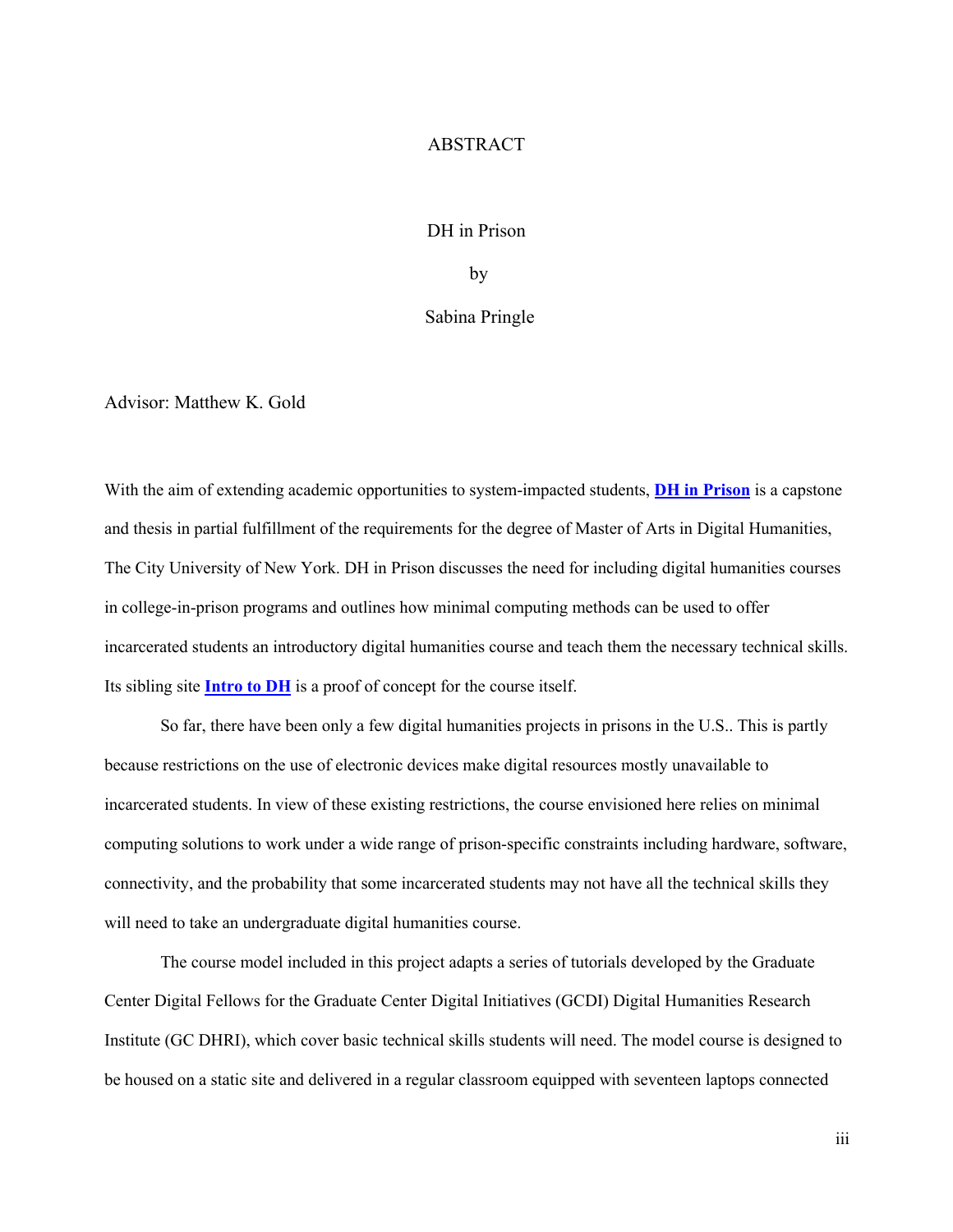# ABSTRACT

DH in Prison

by

Sabina Pringle

Advisor: Matthew K. Gold

With the aim of extending academic opportunities to system-impacted students, **DH in Prison** is a capstone and thesis in partial fulfillment of the requirements for the degree of Master of Arts in Digital Humanities, The City University of New York. DH in Prison discusses the need for including digital humanities courses in college-in-prison programs and outlines how minimal computing methods can be used to offer incarcerated students an introductory digital humanities course and teach them the necessary technical skills. Its sibling site **Intro to DH** is a proof of concept for the course itself.

So far, there have been only a few digital humanities projects in prisons in the U.S.. This is partly because restrictions on the use of electronic devices make digital resources mostly unavailable to incarcerated students. In view of these existing restrictions, the course envisioned here relies on minimal computing solutions to work under a wide range of prison-specific constraints including hardware, software, connectivity, and the probability that some incarcerated students may not have all the technical skills they will need to take an undergraduate digital humanities course.

The course model included in this project adapts a series of tutorials developed by the Graduate Center Digital Fellows for the Graduate Center Digital Initiatives (GCDI) Digital Humanities Research Institute (GC DHRI), which cover basic technical skills students will need. The model course is designed to be housed on a static site and delivered in a regular classroom equipped with seventeen laptops connected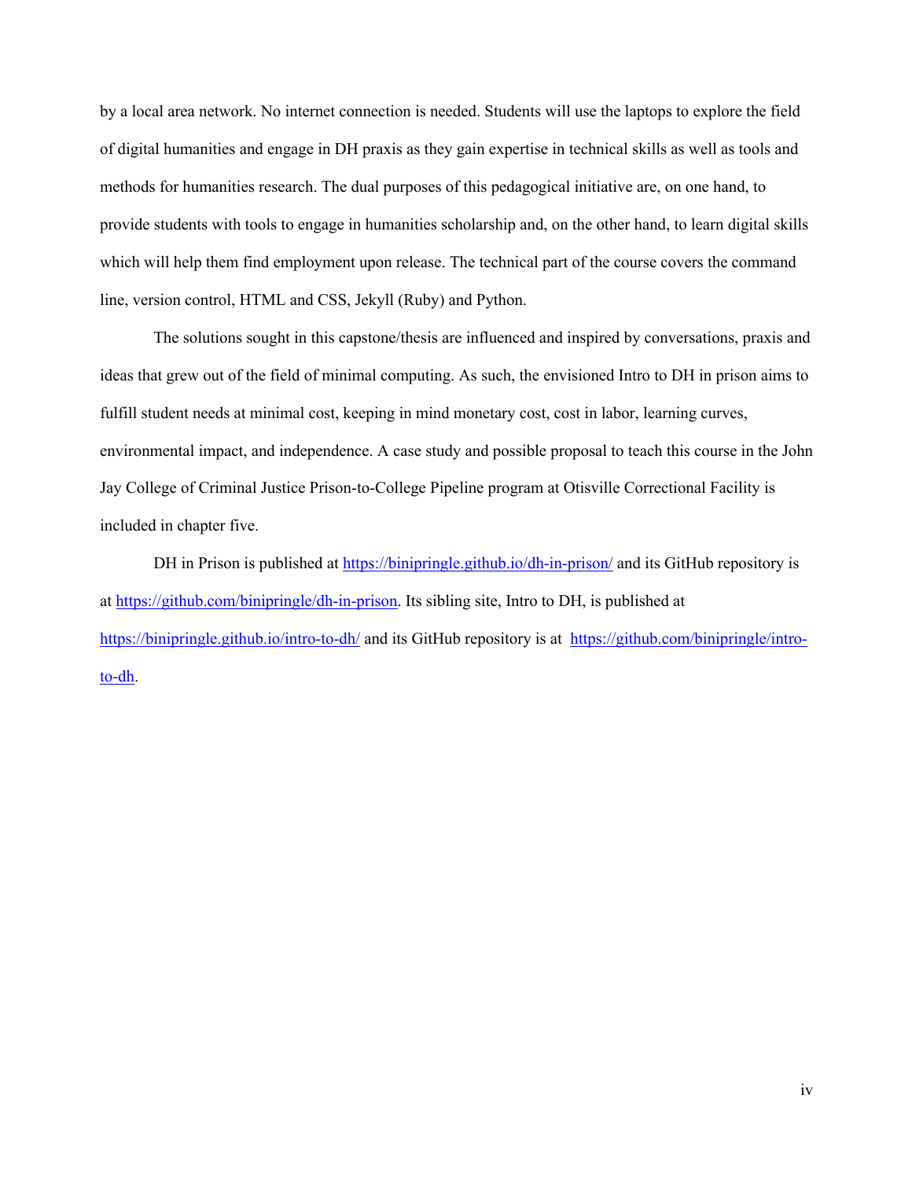by a local area network. No internet connection is needed. Students will use the laptops to explore the field of digital humanities and engage in DH praxis as they gain expertise in technical skills as well as tools and methods for humanities research. The dual purposes of this pedagogical initiative are, on one hand, to provide students with tools to engage in humanities scholarship and, on the other hand, to learn digital skills which will help them find employment upon release. The technical part of the course covers the command line, version control, HTML and CSS, Jekyll (Ruby) and Python.

The solutions sought in this capstone/thesis are influenced and inspired by conversations, praxis and ideas that grew out of the field of minimal computing. As such, the envisioned Intro to DH in prison aims to fulfill student needs at minimal cost, keeping in mind monetary cost, cost in labor, learning curves, environmental impact, and independence. A case study and possible proposal to teach this course in the John Jay College of Criminal Justice Prison-to-College Pipeline program at Otisville Correctional Facility is included in chapter five.

DH in Prison is published at https://binipringle.github.io/dh-in-prison/ and its GitHub repository is at https://github.com/binipringle/dh-in-prison. Its sibling site, Intro to DH, is published at https://binipringle.github.io/intro-to-dh/ and its GitHub repository is at https://github.com/binipringle/intro-to-dh.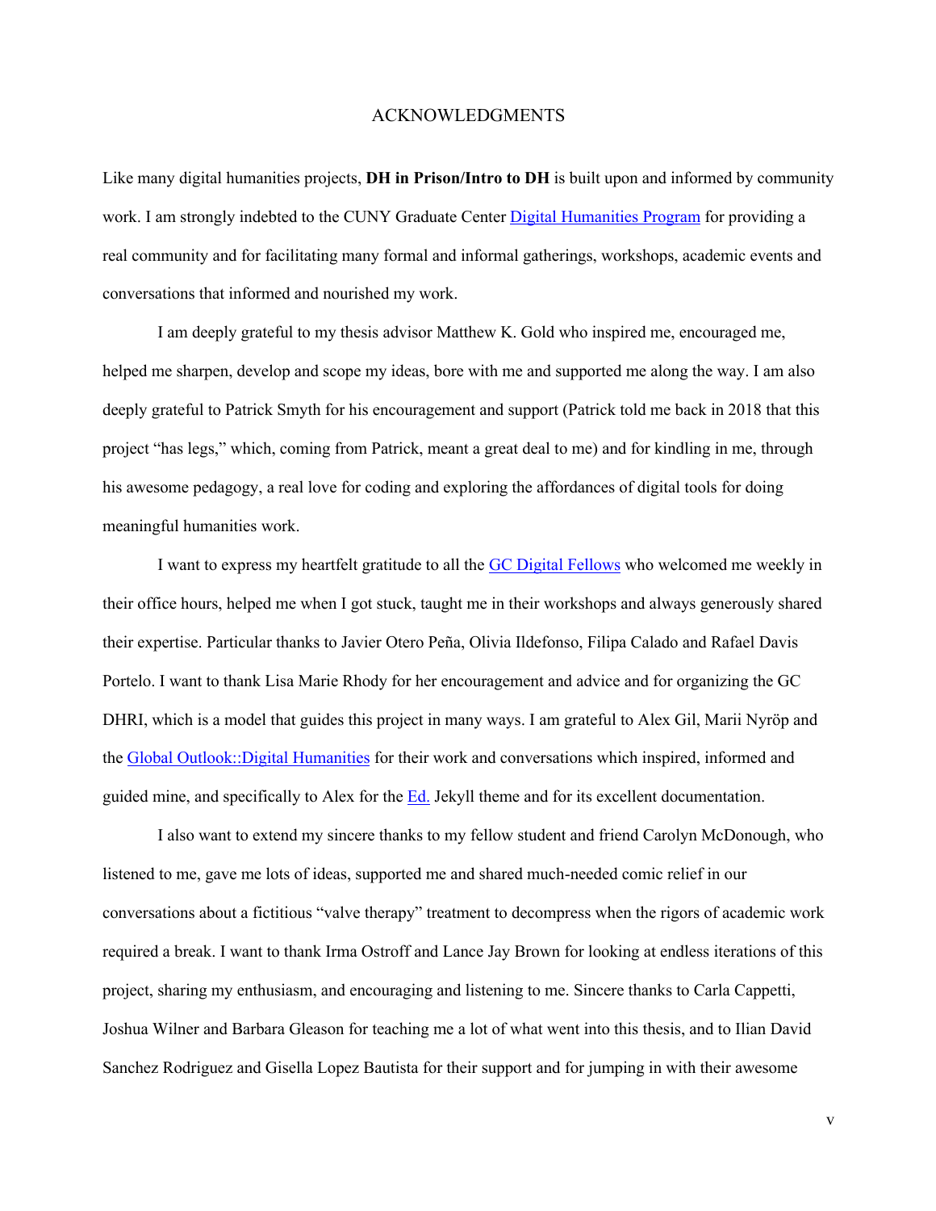# ACKNOWLEDGMENTS

Like many digital humanities projects, **DH in Prison/Intro to DH** is built upon and informed by community work. I am strongly indebted to the CUNY Graduate Center Digital Humanities Program for providing a real community and for facilitating many formal and informal gatherings, workshops, academic events and conversations that informed and nourished my work.

I am deeply grateful to my thesis advisor Matthew K. Gold who inspired me, encouraged me, helped me sharpen, develop and scope my ideas, bore with me and supported me along the way. I am also deeply grateful to Patrick Smyth for his encouragement and support (Patrick told me back in 2018 that this project "has legs," which, coming from Patrick, meant a great deal to me) and for kindling in me, through his awesome pedagogy, a real love for coding and exploring the affordances of digital tools for doing meaningful humanities work.

I want to express my heartfelt gratitude to all the GC Digital Fellows who welcomed me weekly in their office hours, helped me when I got stuck, taught me in their workshops and always generously shared their expertise. Particular thanks to Javier Otero Peña, Olivia Ildefonso, Filipa Calado and Rafael Davis Portelo. I want to thank Lisa Marie Rhody for her encouragement and advice and for organizing the GC DHRI, which is a model that guides this project in many ways. I am grateful to Alex Gil, Marii Nyröp and the Global Outlook::Digital Humanities for their work and conversations which inspired, informed and guided mine, and specifically to Alex for the Ed. Jekyll theme and for its excellent documentation.

I also want to extend my sincere thanks to my fellow student and friend Carolyn McDonough, who listened to me, gave me lots of ideas, supported me and shared much-needed comic relief in our conversations about a fictitious "valve therapy" treatment to decompress when the rigors of academic work required a break. I want to thank Irma Ostroff and Lance Jay Brown for looking at endless iterations of this project, sharing my enthusiasm, and encouraging and listening to me. Sincere thanks to Carla Cappetti, Joshua Wilner and Barbara Gleason for teaching me a lot of what went into this thesis, and to Ilian David Sanchez Rodriguez and Gisella Lopez Bautista for their support and for jumping in with their awesome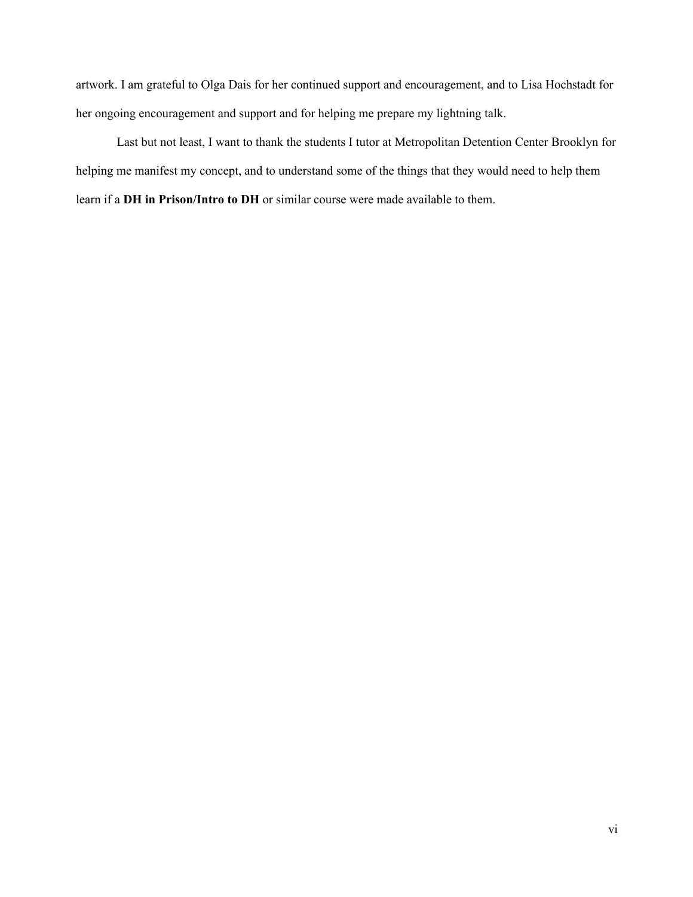artwork. I am grateful to Olga Dais for her continued support and encouragement, and to Lisa Hochstadt for her ongoing encouragement and support and for helping me prepare my lightning talk.

Last but not least, I want to thank the students I tutor at Metropolitan Detention Center Brooklyn for helping me manifest my concept, and to understand some of the things that they would need to help them learn if a **DH in Prison/Intro to DH** or similar course were made available to them.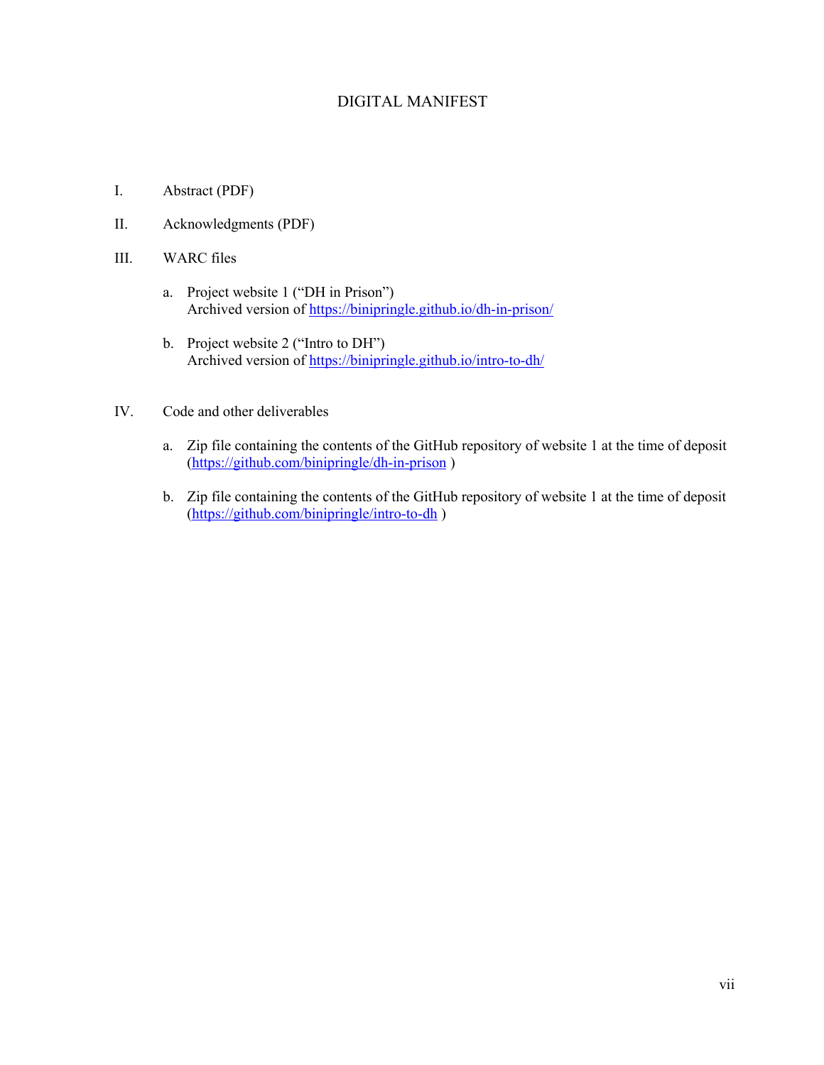# DIGITAL MANIFEST

I. Abstract (PDF)

II. Acknowledgments (PDF)

III. WARC files

   a. Project website 1 ("DH in Prison")
      Archived version of https://binipringle.github.io/dh-in-prison/

   b. Project website 2 ("Intro to DH")
      Archived version of https://binipringle.github.io/intro-to-dh/

IV. Code and other deliverables

   a. Zip file containing the contents of the GitHub repository of website 1 at the time of deposit (https://github.com/binipringle/dh-in-prison )

   b. Zip file containing the contents of the GitHub repository of website 1 at the time of deposit (https://github.com/binipringle/intro-to-dh )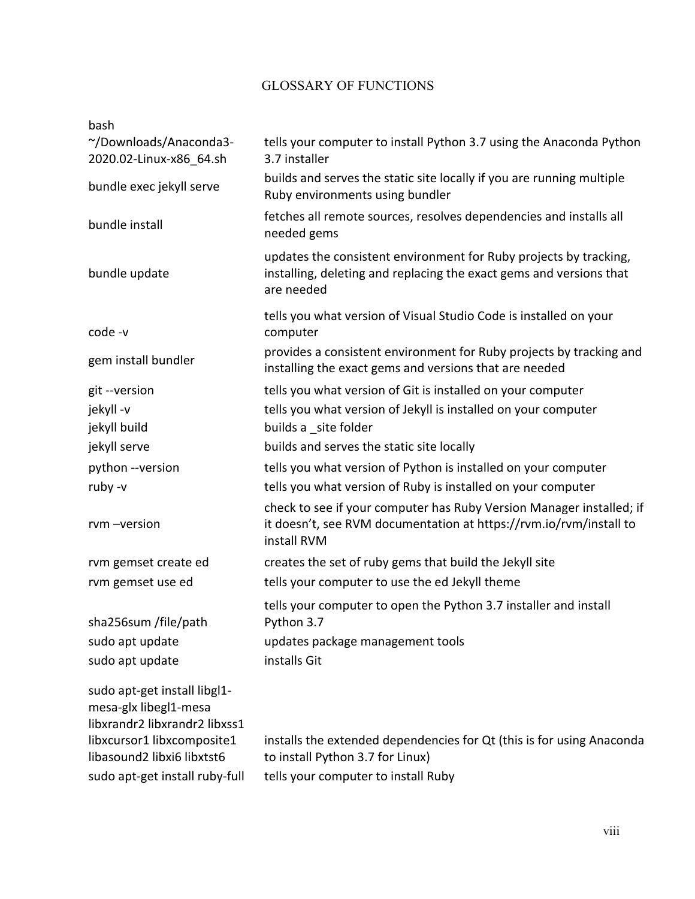# GLOSSARY OF FUNCTIONS

| | |
|---|---|
| bash ~/Downloads/Anaconda3-2020.02-Linux-x86_64.sh | tells your computer to install Python 3.7 using the Anaconda Python 3.7 installer |
| bundle exec jekyll serve | builds and serves the static site locally if you are running multiple Ruby environments using bundler |
| bundle install | fetches all remote sources, resolves dependencies and installs all needed gems |
| bundle update | updates the consistent environment for Ruby projects by tracking, installing, deleting and replacing the exact gems and versions that are needed |
| code -v | tells you what version of Visual Studio Code is installed on your computer |
| gem install bundler | provides a consistent environment for Ruby projects by tracking and installing the exact gems and versions that are needed |
| git --version | tells you what version of Git is installed on your computer |
| jekyll -v | tells you what version of Jekyll is installed on your computer |
| jekyll build | builds a _site folder |
| jekyll serve | builds and serves the static site locally |
| python --version | tells you what version of Python is installed on your computer |
| ruby -v | tells you what version of Ruby is installed on your computer |
| rvm –version | check to see if your computer has Ruby Version Manager installed; if it doesn't, see RVM documentation at https://rvm.io/rvm/install to install RVM |
| rvm gemset create ed | creates the set of ruby gems that build the Jekyll site |
| rvm gemset use ed | tells your computer to use the ed Jekyll theme |
| sha256sum /file/path | tells your computer to open the Python 3.7 installer and install Python 3.7 |
| sudo apt update | updates package management tools |
| sudo apt update | installs Git |
| sudo apt-get install libgl1-mesa-glx libegl1-mesa libxrandr2 libxrandr2 libxss1 libxcursor1 libxcomposite1 libasound2 libxi6 libxtst6 | installs the extended dependencies for Qt (this is for using Anaconda to install Python 3.7 for Linux) |
| sudo apt-get install ruby-full | tells your computer to install Ruby |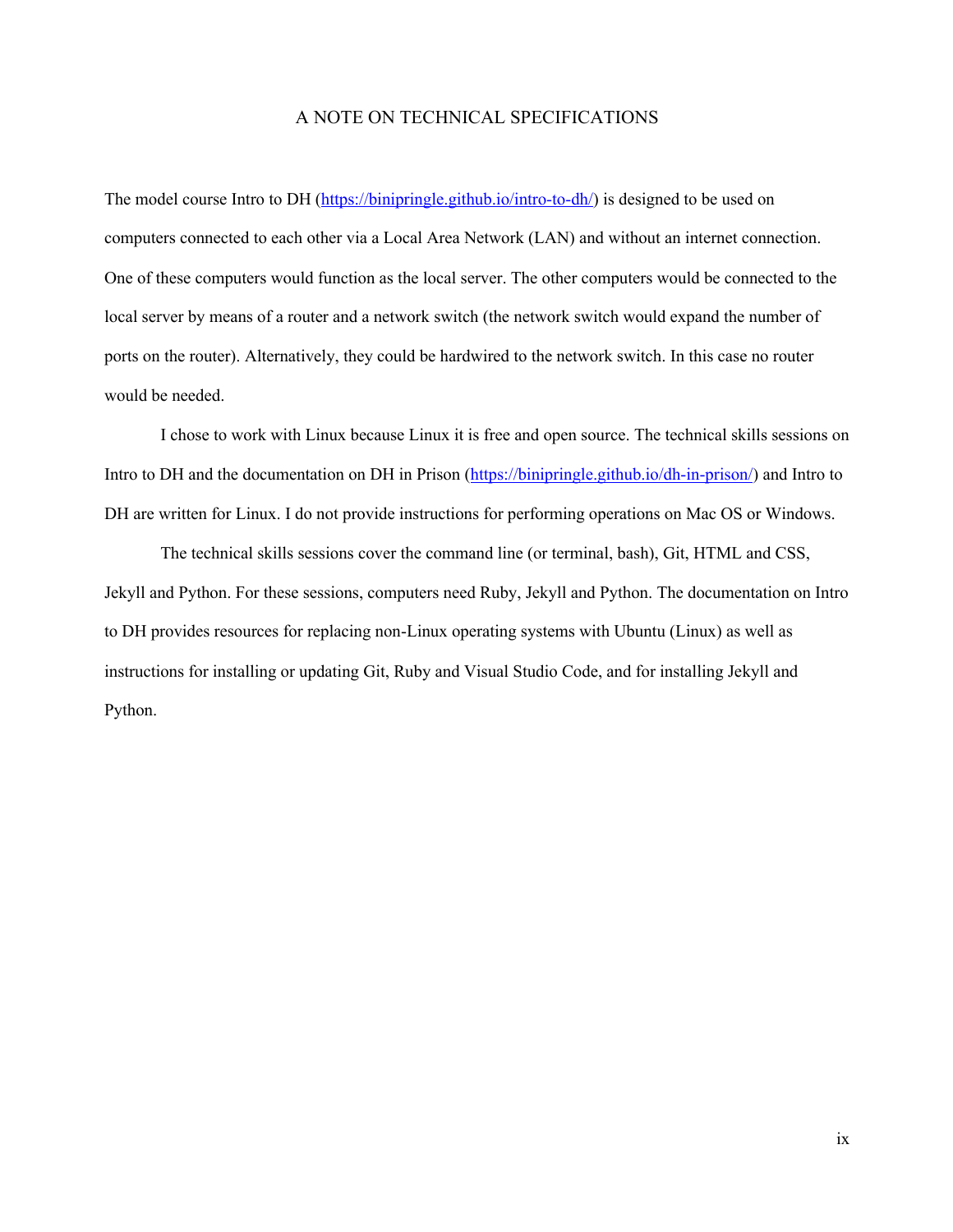# A NOTE ON TECHNICAL SPECIFICATIONS

The model course Intro to DH (https://binipringle.github.io/intro-to-dh/) is designed to be used on computers connected to each other via a Local Area Network (LAN) and without an internet connection. One of these computers would function as the local server. The other computers would be connected to the local server by means of a router and a network switch (the network switch would expand the number of ports on the router). Alternatively, they could be hardwired to the network switch. In this case no router would be needed.

I chose to work with Linux because Linux it is free and open source. The technical skills sessions on Intro to DH and the documentation on DH in Prison (https://binipringle.github.io/dh-in-prison/) and Intro to DH are written for Linux. I do not provide instructions for performing operations on Mac OS or Windows.

The technical skills sessions cover the command line (or terminal, bash), Git, HTML and CSS, Jekyll and Python. For these sessions, computers need Ruby, Jekyll and Python. The documentation on Intro to DH provides resources for replacing non-Linux operating systems with Ubuntu (Linux) as well as instructions for installing or updating Git, Ruby and Visual Studio Code, and for installing Jekyll and Python.